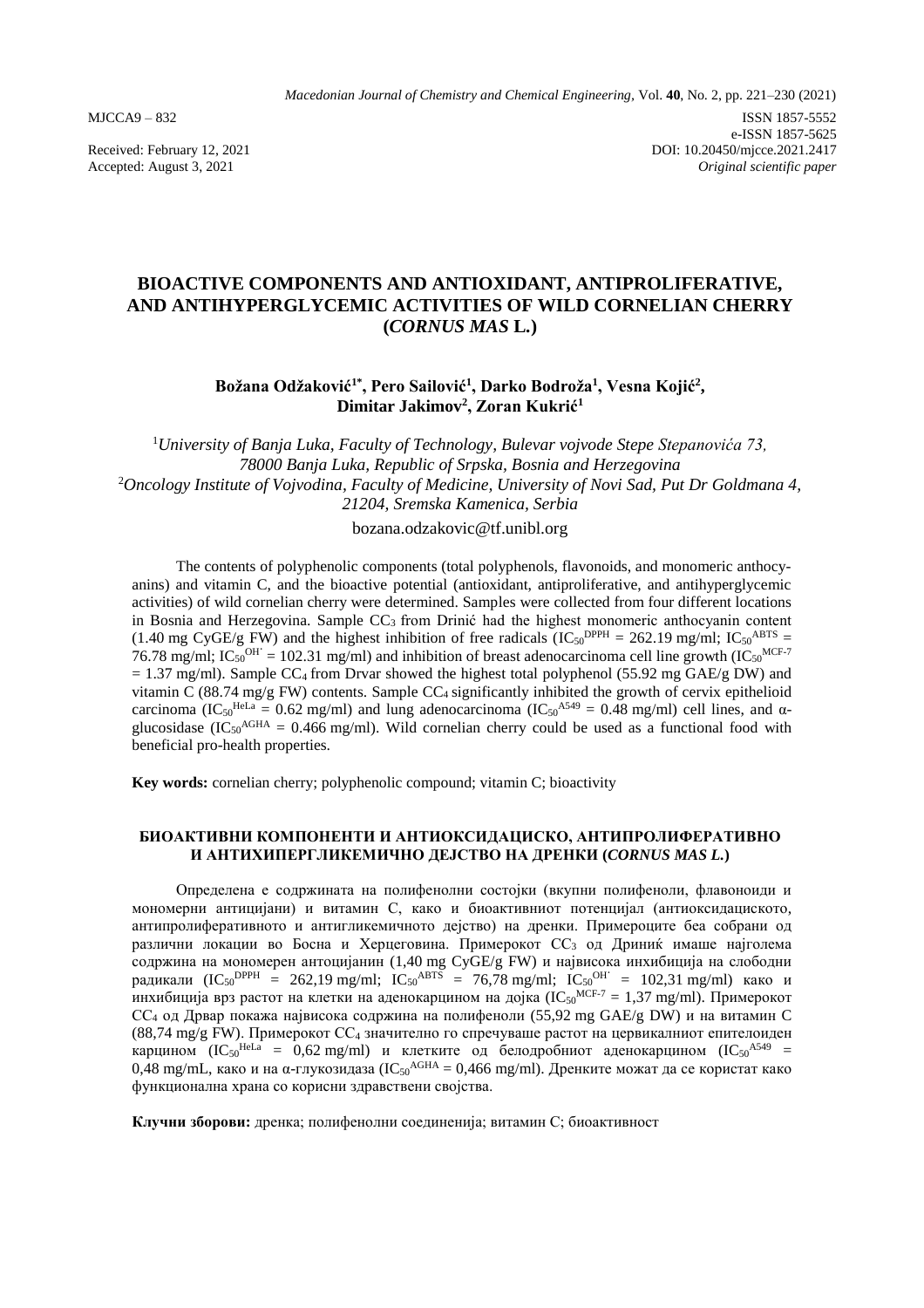MJCCA9 – 832

ISSN 1857-5552
e-ISSN 1857-5625
DOI: 10.20450/mjcce.2021.2417
*Original scientific paper*

Received: February 12, 2021
Accepted: August 3, 2021

# BIOACTIVE COMPONENTS AND ANTIOXIDANT, ANTIPROLIFERATIVE, AND ANTIHYPERGLYCEMIC ACTIVITIES OF WILD CORNELIAN CHERRY (*CORNUS MAS* L.)

**Božana Odžaković[1*], Pero Sailović[1], Darko Bodroža[1], Vesna Kojić[2], Dimitar Jakimov[2], Zoran Kukrić[1]**

[1]*University of Banja Luka, Faculty of Technology, Bulevar vojvode Stepe Stepanovića 73, 78000 Banja Luka, Republic of Srpska, Bosnia and Herzegovina*
[2]*Oncology Institute of Vojvodina, Faculty of Medicine, University of Novi Sad, Put Dr Goldmana 4, 21204, Sremska Kamenica, Serbia*

bozana.odzakovic@tf.unibl.org

The contents of polyphenolic components (total polyphenols, flavonoids, and monomeric anthocyanins) and vitamin C, and the bioactive potential (antioxidant, antiproliferative, and antihyperglycemic activities) of wild cornelian cherry were determined. Samples were collected from four different locations in Bosnia and Herzegovina. Sample $CC_3$ from Drinić had the highest monomeric anthocyanin content (1.40 mg CyGE/g FW) and the highest inhibition of free radicals ($IC_{50}^{DPPH}$ = 262.19 mg/ml; $IC_{50}^{ABTS}$ = 76.78 mg/ml; $IC_{50}^{OH^{\cdot}}$ = 102.31 mg/ml) and inhibition of breast adenocarcinoma cell line growth ($IC_{50}^{MCF\text{-}7}$ = 1.37 mg/ml). Sample $CC_4$ from Drvar showed the highest total polyphenol (55.92 mg GAE/g DW) and vitamin C (88.74 mg/g FW) contents. Sample $CC_4$ significantly inhibited the growth of cervix epithelioid carcinoma ($IC_{50}^{HeLa}$ = 0.62 mg/ml) and lung adenocarcinoma ($IC_{50}^{A549}$ = 0.48 mg/ml) cell lines, and α-glucosidase ($IC_{50}^{AGHA}$ = 0.466 mg/ml). Wild cornelian cherry could be used as a functional food with beneficial pro-health properties.

**Key words:** cornelian cherry; polyphenolic compound; vitamin C; bioactivity

## БИОАКТИВНИ КОМПОНЕНТИ И АНТИОКСИДАЦИСКО, АНТИПРОЛИФЕРАТИВНО И АНТИХИПЕРГЛИКЕМИЧНО ДЕЈСТВО НА ДРЕНКИ (*CORNUS MAS L.*)

Определена е содржината на полифенолни состојки (вкупни полифеноли, флавоноиди и мономерни антоцијани) и витамин С, како и биоактивниот потенцијал (антиоксидациското, антипролиферативното и антигликемичното дејство) на дренки. Примероците беа собрани од различни локации во Босна и Херцеговина. Примерокот $CC_3$ од Дриниќ имаше најголема содржина на мономерен антоцијанин (1,40 mg CyGE/g FW) и највисока инхибиција на слободни радикали ($IC_{50}^{DPPH}$ = 262,19 mg/ml; $IC_{50}^{ABTS}$ = 76,78 mg/ml; $IC_{50}^{OH^{\cdot}}$ = 102,31 mg/ml) како и инхибиција врз растот на клетки на аденокарцином на дојка ($IC_{50}^{MCF\text{-}7}$ = 1,37 mg/ml). Примерокот $CC_4$ од Дрвар покажа највисока содржина на полифеноли (55,92 mg GAE/g DW) и на витамин С (88,74 mg/g FW). Примерокот $CC_4$ значително го спречуваше растот на цервикалниот епителоиден карцином ($IC_{50}^{HeLa}$ = 0,62 mg/ml) и клетките од белодробниот аденокарцином ($IC_{50}^{A549}$ = 0,48 mg/mL, како и на α-глукозидаза ($IC_{50}^{AGHA}$ = 0,466 mg/ml). Дренките можат да се користат како функционална храна со корисни здравствени својства.

**Клучни зборови:** дренка; полифенолни соединенија; витамин С; биоактивност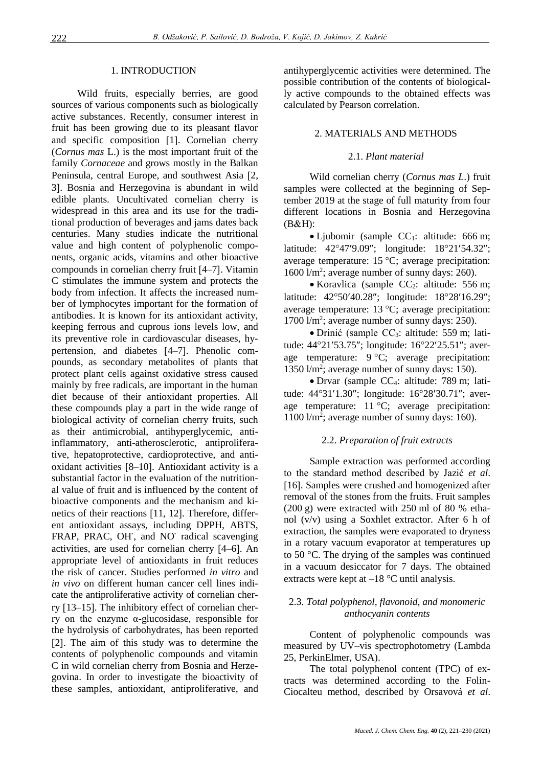## 1. INTRODUCTION

Wild fruits, especially berries, are good sources of various components such as biologically active substances. Recently, consumer interest in fruit has been growing due to its pleasant flavor and specific composition [1]. Cornelian cherry (*Cornus mas* L.) is the most important fruit of the family *Cornaceae* and grows mostly in the Balkan Peninsula, central Europe, and southwest Asia [2, 3]. Bosnia and Herzegovina is abundant in wild edible plants. Uncultivated cornelian cherry is widespread in this area and its use for the traditional production of beverages and jams dates back centuries. Many studies indicate the nutritional value and high content of polyphenolic components, organic acids, vitamins and other bioactive compounds in cornelian cherry fruit [4–7]. Vitamin C stimulates the immune system and protects the body from infection. It affects the increased number of lymphocytes important for the formation of antibodies. It is known for its antioxidant activity, keeping ferrous and cuprous ions levels low, and its preventive role in cardiovascular diseases, hypertension, and diabetes [4–7]. Phenolic compounds, as secondary metabolites of plants that protect plant cells against oxidative stress caused mainly by free radicals, are important in the human diet because of their antioxidant properties. All these compounds play a part in the wide range of biological activity of cornelian cherry fruits, such as their antimicrobial, antihyperglycemic, anti-inflammatory, anti-atherosclerotic, antiproliferative, hepatoprotective, cardioprotective, and antioxidant activities [8–10]. Antioxidant activity is a substantial factor in the evaluation of the nutritional value of fruit and is influenced by the content of bioactive components and the mechanism and kinetics of their reactions [11, 12]. Therefore, different antioxidant assays, including DPPH, ABTS, FRAP, PRAC, $OH^{\cdot}$, and $NO^{\cdot}$ radical scavenging activities, are used for cornelian cherry [4–6]. An appropriate level of antioxidants in fruit reduces the risk of cancer. Studies performed *in vitro* and *in vivo* on different human cancer cell lines indicate the antiproliferative activity of cornelian cherry [13–15]. The inhibitory effect of cornelian cherry on the enzyme α-glucosidase, responsible for the hydrolysis of carbohydrates, has been reported [2]. The aim of this study was to determine the contents of polyphenolic compounds and vitamin C in wild cornelian cherry from Bosnia and Herzegovina. In order to investigate the bioactivity of these samples, antioxidant, antiproliferative, and antihyperglycemic activities were determined. The possible contribution of the contents of biologically active compounds to the obtained effects was calculated by Pearson correlation.

## 2. MATERIALS AND METHODS

### 2.1. *Plant material*

Wild cornelian cherry (*Cornus mas L*.) fruit samples were collected at the beginning of September 2019 at the stage of full maturity from four different locations in Bosnia and Herzegovina (B&H):

- Ljubomir (sample $CC_1$: altitude: 666 m; latitude: 42°47′9.09″; longitude: 18°21′54.32″; average temperature: 15 °C; average precipitation: 1600 $l/m^2$; average number of sunny days: 260).
- Koravlica (sample $CC_2$: altitude: 556 m; latitude: 42°50′40.28″; longitude: 18°28′16.29″; average temperature: 13 °C; average precipitation: 1700 $l/m^2$; average number of sunny days: 250).
- Drinić (sample $CC_3$: altitude: 559 m; latitude: 44°21′53.75″; longitude: 16°22′25.51″; average temperature: 9 °C; average precipitation: 1350 $l/m^2$; average number of sunny days: 150).
- Drvar (sample $CC_4$: altitude: 789 m; latitude: 44°31′1.30″; longitude: 16°28′30.71″; average temperature: 11 °C; average precipitation: 1100 $l/m^2$; average number of sunny days: 160).

### 2.2. *Preparation of fruit extracts*

Sample extraction was performed according to the standard method described by Jazić *et al*. [16]. Samples were crushed and homogenized after removal of the stones from the fruits. Fruit samples (200 g) were extracted with 250 ml of 80 % ethanol (v/v) using a Soxhlet extractor. After 6 h of extraction, the samples were evaporated to dryness in a rotary vacuum evaporator at temperatures up to 50 °C. The drying of the samples was continued in a vacuum desiccator for 7 days. The obtained extracts were kept at –18 °C until analysis.

### 2.3. *Total polyphenol, flavonoid, and monomeric anthocyanin contents*

Content of polyphenolic compounds was measured by UV–vis spectrophotometry (Lambda 25, PerkinElmer, USA).

The total polyphenol content (TPC) of extracts was determined according to the Folin-Ciocalteu method, described by Orsavová *et al*.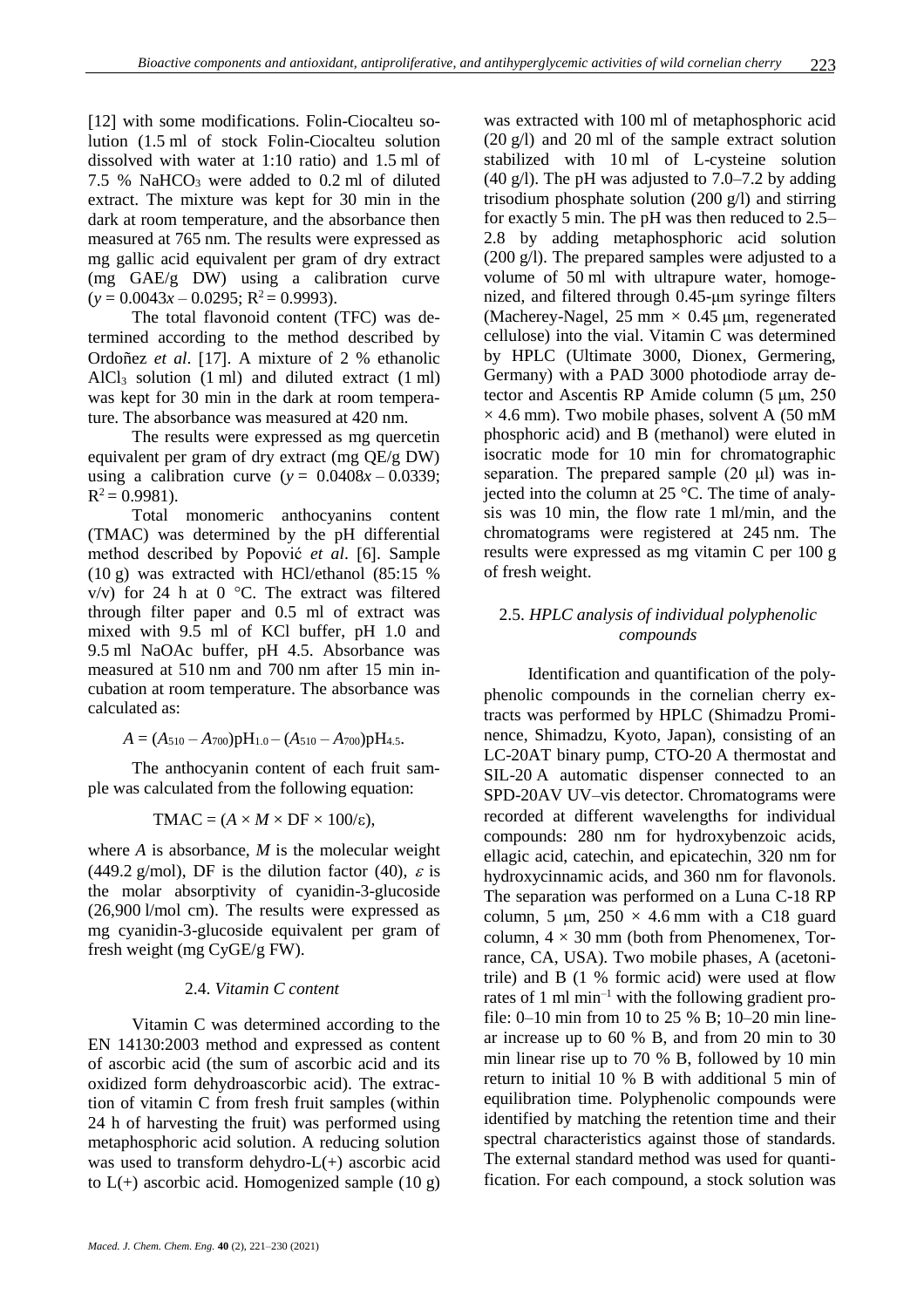[12] with some modifications. Folin-Ciocalteu solution (1.5 ml of stock Folin-Ciocalteu solution dissolved with water at 1:10 ratio) and 1.5 ml of 7.5 % $NaHCO_3$ were added to 0.2 ml of diluted extract. The mixture was kept for 30 min in the dark at room temperature, and the absorbance then measured at 765 nm. The results were expressed as mg gallic acid equivalent per gram of dry extract (mg GAE/g DW) using a calibration curve ($y = 0.0043x – 0.0295$; $R^2 = 0.9993$).

The total flavonoid content (TFC) was determined according to the method described by Ordoñez *et al*. [17]. A mixture of 2 % ethanolic $AlCl_3$ solution (1 ml) and diluted extract (1 ml) was kept for 30 min in the dark at room temperature. The absorbance was measured at 420 nm.

The results were expressed as mg quercetin equivalent per gram of dry extract (mg QE/g DW) using a calibration curve ($y = 0.0408x – 0.0339$; $R^2 = 0.9981$).

Total monomeric anthocyanins content (TMAC) was determined by the pH differential method described by Popović *et al*. [6]. Sample (10 g) was extracted with HCl/ethanol (85:15 % v/v) for 24 h at 0 °C. The extract was filtered through filter paper and 0.5 ml of extract was mixed with 9.5 ml of KCl buffer, pH 1.0 and 9.5 ml NaOAc buffer, pH 4.5. Absorbance was measured at 510 nm and 700 nm after 15 min incubation at room temperature. The absorbance was calculated as:

$$A = (A_{510} – A_{700})\text{pH}_{1.0} – (A_{510} – A_{700})\text{pH}_{4.5}.$$

The anthocyanin content of each fruit sample was calculated from the following equation:

$$\text{TMAC} = (A \times M \times \text{DF} \times 100/\varepsilon),$$

where $A$ is absorbance, $M$ is the molecular weight (449.2 g/mol), DF is the dilution factor (40), $\varepsilon$ is the molar absorptivity of cyanidin-3-glucoside (26,900 l/mol cm). The results were expressed as mg cyanidin-3-glucoside equivalent per gram of fresh weight (mg CyGE/g FW).

## 2.4. *Vitamin C content*

Vitamin C was determined according to the EN 14130:2003 method and expressed as content of ascorbic acid (the sum of ascorbic acid and its oxidized form dehydroascorbic acid). The extraction of vitamin C from fresh fruit samples (within 24 h of harvesting the fruit) was performed using metaphosphoric acid solution. A reducing solution was used to transform dehydro-L(+) ascorbic acid to L(+) ascorbic acid. Homogenized sample (10 g) was extracted with 100 ml of metaphosphoric acid (20 g/l) and 20 ml of the sample extract solution stabilized with 10 ml of L-cysteine solution (40 g/l). The pH was adjusted to 7.0–7.2 by adding trisodium phosphate solution (200 g/l) and stirring for exactly 5 min. The pH was then reduced to 2.5–2.8 by adding metaphosphoric acid solution (200 g/l). The prepared samples were adjusted to a volume of 50 ml with ultrapure water, homogenized, and filtered through 0.45-μm syringe filters (Macherey-Nagel, 25 mm × 0.45 μm, regenerated cellulose) into the vial. Vitamin C was determined by HPLC (Ultimate 3000, Dionex, Germering, Germany) with a PAD 3000 photodiode array detector and Ascentis RP Amide column (5 μm, 250 × 4.6 mm). Two mobile phases, solvent A (50 mM phosphoric acid) and B (methanol) were eluted in isocratic mode for 10 min for chromatographic separation. The prepared sample (20 μl) was injected into the column at 25 °C. The time of analysis was 10 min, the flow rate 1 ml/min, and the chromatograms were registered at 245 nm. The results were expressed as mg vitamin C per 100 g of fresh weight.

## 2.5. *HPLC analysis of individual polyphenolic compounds*

Identification and quantification of the polyphenolic compounds in the cornelian cherry extracts was performed by HPLC (Shimadzu Prominence, Shimadzu, Kyoto, Japan), consisting of an LC-20AT binary pump, CTO-20 A thermostat and SIL-20 A automatic dispenser connected to an SPD-20AV UV–vis detector. Chromatograms were recorded at different wavelengths for individual compounds: 280 nm for hydroxybenzoic acids, ellagic acid, catechin, and epicatechin, 320 nm for hydroxycinnamic acids, and 360 nm for flavonols. The separation was performed on a Luna C-18 RP column, 5 μm, 250 × 4.6 mm with a C18 guard column, 4 × 30 mm (both from Phenomenex, Torrance, CA, USA). Two mobile phases, A (acetonitrile) and B (1 % formic acid) were used at flow rates of 1 ml $\text{min}^{-1}$ with the following gradient profile: 0–10 min from 10 to 25 % B; 10–20 min linear increase up to 60 % B, and from 20 min to 30 min linear rise up to 70 % B, followed by 10 min return to initial 10 % B with additional 5 min of equilibration time. Polyphenolic compounds were identified by matching the retention time and their spectral characteristics against those of standards. The external standard method was used for quantification. For each compound, a stock solution was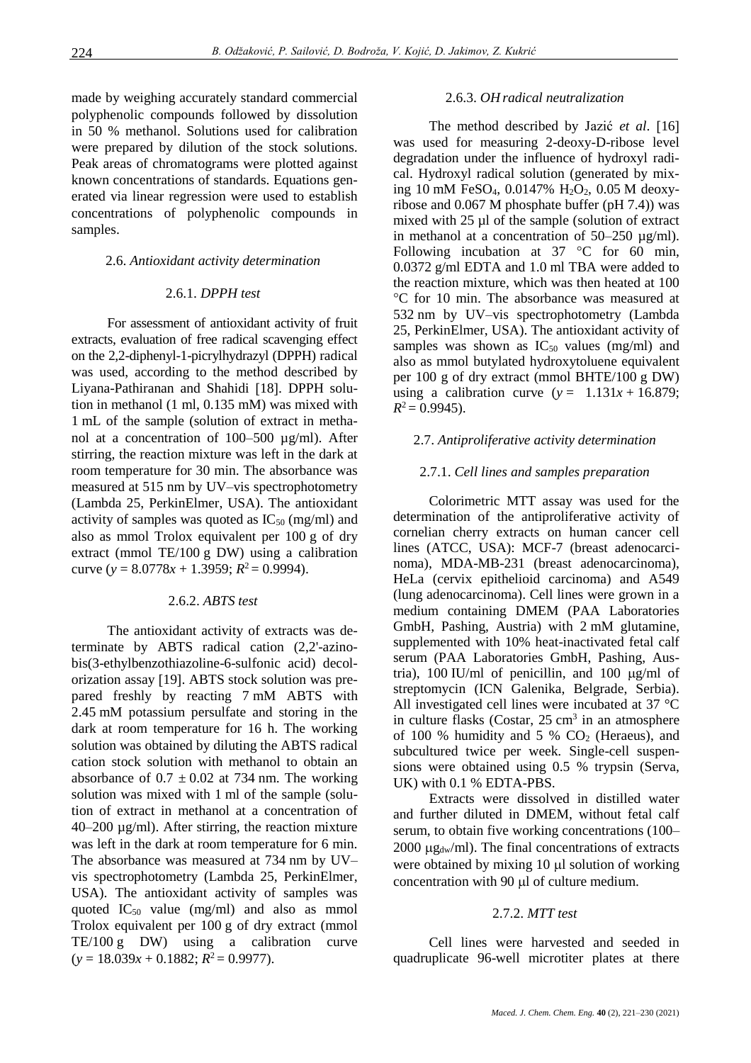made by weighing accurately standard commercial polyphenolic compounds followed by dissolution in 50 % methanol. Solutions used for calibration were prepared by dilution of the stock solutions. Peak areas of chromatograms were plotted against known concentrations of standards. Equations generated via linear regression were used to establish concentrations of polyphenolic compounds in samples.

### 2.6. *Antioxidant activity determination*

#### 2.6.1. *DPPH test*

For assessment of antioxidant activity of fruit extracts, evaluation of free radical scavenging effect on the 2,2-diphenyl-1-picrylhydrazyl (DPPH) radical was used, according to the method described by Liyana-Pathiranan and Shahidi [18]. DPPH solution in methanol (1 ml, 0.135 mM) was mixed with 1 mL of the sample (solution of extract in methanol at a concentration of 100–500 µg/ml). After stirring, the reaction mixture was left in the dark at room temperature for 30 min. The absorbance was measured at 515 nm by UV–vis spectrophotometry (Lambda 25, PerkinElmer, USA). The antioxidant activity of samples was quoted as $IC_{50}$ (mg/ml) and also as mmol Trolox equivalent per 100 g of dry extract (mmol TE/100 g DW) using a calibration curve ($y = 8.0778x + 1.3959$; $R^2 = 0.9994$).

#### 2.6.2. *ABTS test*

The antioxidant activity of extracts was determinate by ABTS radical cation (2,2'-azino-bis(3-ethylbenzothiazoline-6-sulfonic acid) decolorization assay [19]. ABTS stock solution was prepared freshly by reacting 7 mM ABTS with 2.45 mM potassium persulfate and storing in the dark at room temperature for 16 h. The working solution was obtained by diluting the ABTS radical cation stock solution with methanol to obtain an absorbance of $0.7 \pm 0.02$ at 734 nm. The working solution was mixed with 1 ml of the sample (solution of extract in methanol at a concentration of 40–200 µg/ml). After stirring, the reaction mixture was left in the dark at room temperature for 6 min. The absorbance was measured at 734 nm by UV–vis spectrophotometry (Lambda 25, PerkinElmer, USA). The antioxidant activity of samples was quoted $IC_{50}$ value (mg/ml) and also as mmol Trolox equivalent per 100 g of dry extract (mmol TE/100 g DW) using a calibration curve ($y = 18.039x + 0.1882$; $R^2 = 0.9977$).

#### 2.6.3. *OH radical neutralization*

The method described by Jazić *et al*. [16] was used for measuring 2-deoxy-D-ribose level degradation under the influence of hydroxyl radical. Hydroxyl radical solution (generated by mixing 10 mM $FeSO_4$, 0.0147% $H_2O_2$, 0.05 M deoxyribose and 0.067 M phosphate buffer (pH 7.4)) was mixed with 25 µl of the sample (solution of extract in methanol at a concentration of 50–250 µg/ml). Following incubation at 37 °C for 60 min, 0.0372 g/ml EDTA and 1.0 ml TBA were added to the reaction mixture, which was then heated at 100 °C for 10 min. The absorbance was measured at 532 nm by UV–vis spectrophotometry (Lambda 25, PerkinElmer, USA). The antioxidant activity of samples was shown as $IC_{50}$ values (mg/ml) and also as mmol butylated hydroxytoluene equivalent per 100 g of dry extract (mmol BHTE/100 g DW) using a calibration curve ($y = 1.131x + 16.879$; $R^2 = 0.9945$).

### 2.7. *Antiproliferative activity determination*

#### 2.7.1. *Cell lines and samples preparation*

Colorimetric MTT assay was used for the determination of the antiproliferative activity of cornelian cherry extracts on human cancer cell lines (ATCC, USA): MCF-7 (breast adenocarcinoma), MDA-MB-231 (breast adenocarcinoma), HeLa (cervix epithelioid carcinoma) and A549 (lung adenocarcinoma). Cell lines were grown in a medium containing DMEM (PAA Laboratories GmbH, Pashing, Austria) with 2 mM glutamine, supplemented with 10% heat-inactivated fetal calf serum (PAA Laboratories GmbH, Pashing, Austria), 100 IU/ml of penicillin, and 100 μg/ml of streptomycin (ICN Galenika, Belgrade, Serbia). All investigated cell lines were incubated at 37 °C in culture flasks (Costar, 25 cm$^3$ in an atmosphere of 100 % humidity and 5 % $CO_2$ (Heraeus), and subcultured twice per week. Single-cell suspensions were obtained using 0.5 % trypsin (Serva, UK) with 0.1 % EDTA-PBS.

Extracts were dissolved in distilled water and further diluted in DMEM, without fetal calf serum, to obtain five working concentrations (100–2000 $\mu g_{dw}$/ml). The final concentrations of extracts were obtained by mixing 10 μl solution of working concentration with 90 μl of culture medium.

#### 2.7.2. *MTT test*

Cell lines were harvested and seeded in quadruplicate 96-well microtiter plates at there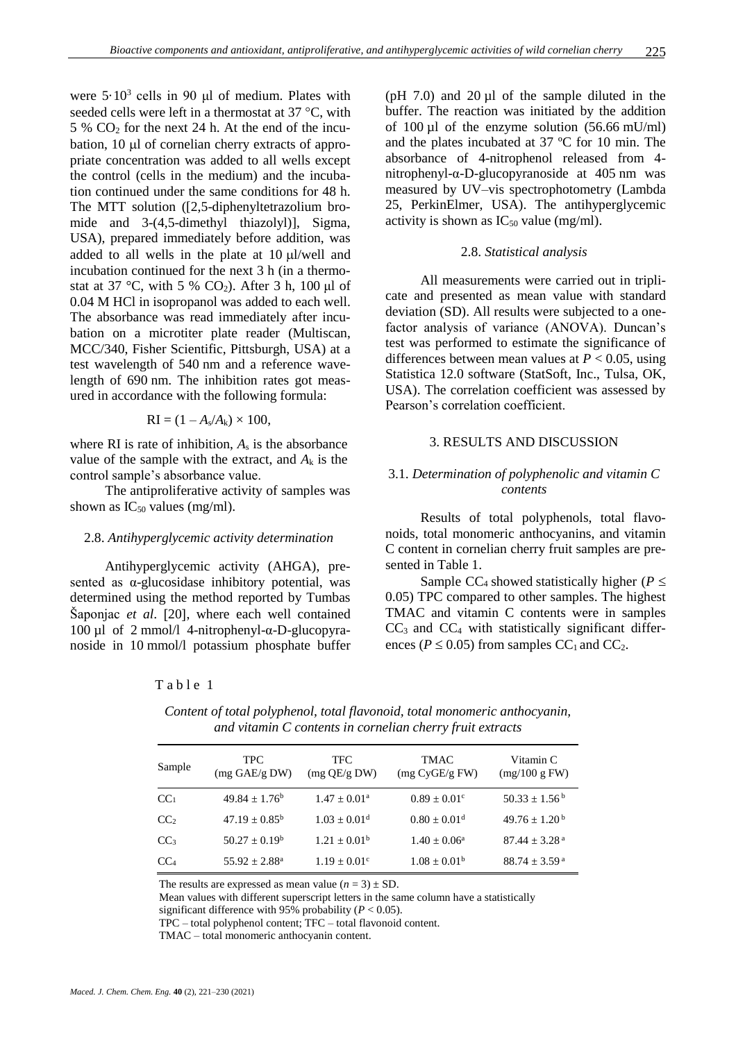were $5 \cdot 10^3$ cells in 90 μl of medium. Plates with seeded cells were left in a thermostat at 37 °C, with 5 % $CO_2$ for the next 24 h. At the end of the incubation, 10 μl of cornelian cherry extracts of appropriate concentration was added to all wells except the control (cells in the medium) and the incubation continued under the same conditions for 48 h. The MTT solution ([2,5-diphenyltetrazolium bromide and 3-(4,5-dimethyl thiazolyl)], Sigma, USA), prepared immediately before addition, was added to all wells in the plate at 10 μl/well and incubation continued for the next 3 h (in a thermostat at 37 °C, with 5 % $CO_2$). After 3 h, 100 μl of 0.04 M HCl in isopropanol was added to each well. The absorbance was read immediately after incubation on a microtiter plate reader (Multiscan, MCC/340, Fisher Scientific, Pittsburgh, USA) at a test wavelength of 540 nm and a reference wavelength of 690 nm. The inhibition rates got measured in accordance with the following formula:

$$RI = (1 - A_s/A_k) \times 100,$$

where RI is rate of inhibition, $A_s$ is the absorbance value of the sample with the extract, and $A_k$ is the control sample's absorbance value.

The antiproliferative activity of samples was shown as $IC_{50}$ values (mg/ml).

### 2.8. *Antihyperglycemic activity determination*

Antihyperglycemic activity (AHGA), presented as α-glucosidase inhibitory potential, was determined using the method reported by Tumbas Šaponjac *et al*. [20], where each well contained 100 µl of 2 mmol/l 4-nitrophenyl-α-D-glucopyranoside in 10 mmol/l potassium phosphate buffer (pH 7.0) and 20 µl of the sample diluted in the buffer. The reaction was initiated by the addition of 100 µl of the enzyme solution (56.66 mU/ml) and the plates incubated at 37 ºC for 10 min. The absorbance of 4-nitrophenol released from 4-nitrophenyl-α-D-glucopyranoside at 405 nm was measured by UV–vis spectrophotometry (Lambda 25, PerkinElmer, USA). The antihyperglycemic activity is shown as $IC_{50}$ value (mg/ml).

### 2.8. *Statistical analysis*

All measurements were carried out in triplicate and presented as mean value with standard deviation (SD). All results were subjected to a one-factor analysis of variance (ANOVA). Duncan's test was performed to estimate the significance of differences between mean values at $P < 0.05$, using Statistica 12.0 software (StatSoft, Inc., Tulsa, OK, USA). The correlation coefficient was assessed by Pearson's correlation coefficient.

## 3. RESULTS AND DISCUSSION

### 3.1. *Determination of polyphenolic and vitamin C contents*

Results of total polyphenols, total flavonoids, total monomeric anthocyanins, and vitamin C content in cornelian cherry fruit samples are presented in Table 1.

Sample $CC_4$ showed statistically higher ($P \leq 0.05$) TPC compared to other samples. The highest TMAC and vitamin C contents were in samples $CC_3$ and $CC_4$ with statistically significant differences ($P \leq 0.05$) from samples $CC_1$ and $CC_2$.

Table 1

*Content of total polyphenol, total flavonoid, total monomeric anthocyanin, and vitamin C contents in cornelian cherry fruit extracts*

| Sample | TPC (mg GAE/g DW) | TFC (mg QE/g DW) | TMAC (mg CyGE/g FW) | Vitamin C (mg/100 g FW) |
|---|---|---|---|---|
| $CC_1$ | $49.84 \pm 1.76^b$ | $1.47 \pm 0.01^a$ | $0.89 \pm 0.01^c$ | $50.33 \pm 1.56^b$ |
| $CC_2$ | $47.19 \pm 0.85^b$ | $1.03 \pm 0.01^d$ | $0.80 \pm 0.01^d$ | $49.76 \pm 1.20^b$ |
| $CC_3$ | $50.27 \pm 0.19^b$ | $1.21 \pm 0.01^b$ | $1.40 \pm 0.06^a$ | $87.44 \pm 3.28^a$ |
| $CC_4$ | $55.92 \pm 2.88^a$ | $1.19 \pm 0.01^c$ | $1.08 \pm 0.01^b$ | $88.74 \pm 3.59^a$ |

The results are expressed as mean value ($n = 3$) ± SD.
Mean values with different superscript letters in the same column have a statistically significant difference with 95% probability ($P < 0.05$).
TPC – total polyphenol content; TFC – total flavonoid content.
TMAC – total monomeric anthocyanin content.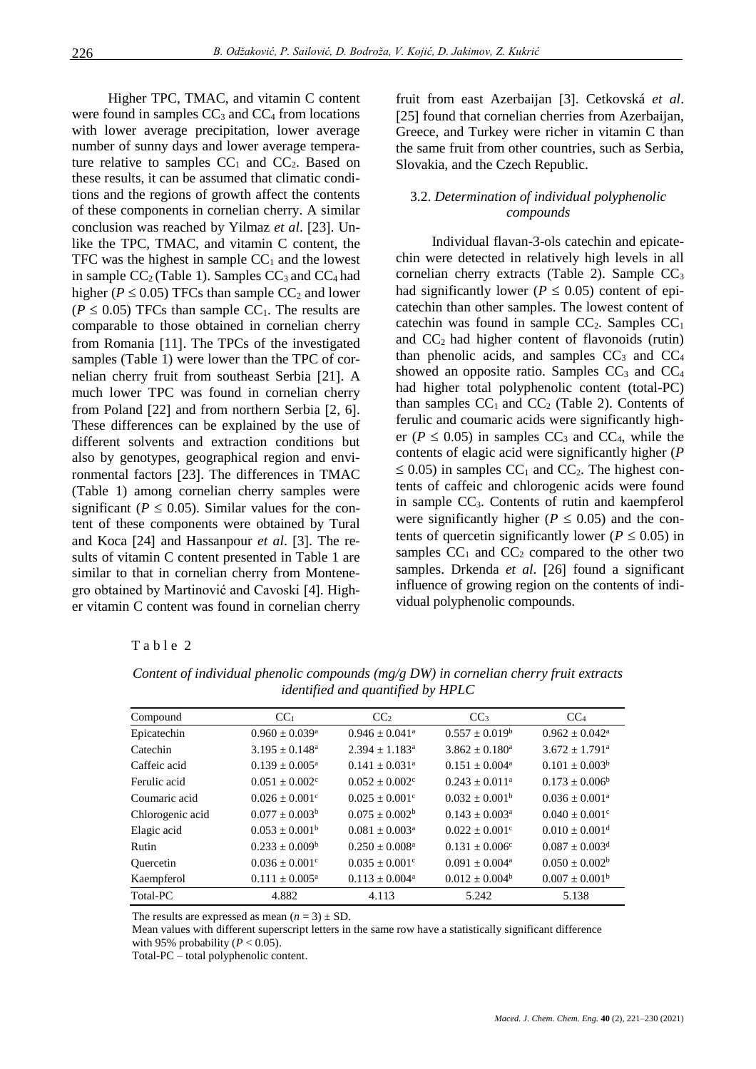Higher TPC, TMAC, and vitamin C content were found in samples $CC_3$ and $CC_4$ from locations with lower average precipitation, lower average number of sunny days and lower average temperature relative to samples $CC_1$ and $CC_2$. Based on these results, it can be assumed that climatic conditions and the regions of growth affect the contents of these components in cornelian cherry. A similar conclusion was reached by Yilmaz *et al*. [23]. Unlike the TPC, TMAC, and vitamin C content, the TFC was the highest in sample $CC_1$ and the lowest in sample $CC_2$ (Table 1). Samples $CC_3$ and $CC_4$ had higher ($P \leq 0.05$) TFCs than sample $CC_2$ and lower ($P \leq 0.05$) TFCs than sample $CC_1$. The results are comparable to those obtained in cornelian cherry from Romania [11]. The TPCs of the investigated samples (Table 1) were lower than the TPC of cornelian cherry fruit from southeast Serbia [21]. A much lower TPC was found in cornelian cherry from Poland [22] and from northern Serbia [2, 6]. These differences can be explained by the use of different solvents and extraction conditions but also by genotypes, geographical region and environmental factors [23]. The differences in TMAC (Table 1) among cornelian cherry samples were significant ($P \leq 0.05$). Similar values for the content of these components were obtained by Tural and Koca [24] and Hassanpour *et al*. [3]. The results of vitamin C content presented in Table 1 are similar to that in cornelian cherry from Montenegro obtained by Martinović and Cavoski [4]. Higher vitamin C content was found in cornelian cherry fruit from east Azerbaijan [3]. Cetkovská *et al*. [25] found that cornelian cherries from Azerbaijan, Greece, and Turkey were richer in vitamin C than the same fruit from other countries, such as Serbia, Slovakia, and the Czech Republic.

### 3.2. *Determination of individual polyphenolic compounds*

Individual flavan-3-ols catechin and epicatechin were detected in relatively high levels in all cornelian cherry extracts (Table 2). Sample $CC_3$ had significantly lower ($P \leq 0.05$) content of epicatechin than other samples. The lowest content of catechin was found in sample $CC_2$. Samples $CC_1$ and $CC_2$ had higher content of flavonoids (rutin) than phenolic acids, and samples $CC_3$ and $CC_4$ showed an opposite ratio. Samples $CC_3$ and $CC_4$ had higher total polyphenolic content (total-PC) than samples $CC_1$ and $CC_2$ (Table 2). Contents of ferulic and coumaric acids were significantly higher ($P \leq 0.05$) in samples $CC_3$ and $CC_4$, while the contents of elagic acid were significantly higher ($P \leq 0.05$) in samples $CC_1$ and $CC_2$. The highest contents of caffeic and chlorogenic acids were found in sample $CC_3$. Contents of rutin and kaempferol were significantly higher ($P \leq 0.05$) and the contents of quercetin significantly lower ($P \leq 0.05$) in samples $CC_1$ and $CC_2$ compared to the other two samples. Drkenda *et al*. [26] found a significant influence of growing region on the contents of individual polyphenolic compounds.

Table 2

*Content of individual phenolic compounds (mg/g DW) in cornelian cherry fruit extracts identified and quantified by HPLC*

| Compound | $CC_1$ | $CC_2$ | $CC_3$ | $CC_4$ |
|---|---|---|---|---|
| Epicatechin | $0.960 \pm 0.039^{a}$ | $0.946 \pm 0.041^{a}$ | $0.557 \pm 0.019^{b}$ | $0.962 \pm 0.042^{a}$ |
| Catechin | $3.195 \pm 0.148^{a}$ | $2.394 \pm 1.183^{a}$ | $3.862 \pm 0.180^{a}$ | $3.672 \pm 1.791^{a}$ |
| Caffeic acid | $0.139 \pm 0.005^{a}$ | $0.141 \pm 0.031^{a}$ | $0.151 \pm 0.004^{a}$ | $0.101 \pm 0.003^{b}$ |
| Ferulic acid | $0.051 \pm 0.002^{c}$ | $0.052 \pm 0.002^{c}$ | $0.243 \pm 0.011^{a}$ | $0.173 \pm 0.006^{b}$ |
| Coumaric acid | $0.026 \pm 0.001^{c}$ | $0.025 \pm 0.001^{c}$ | $0.032 \pm 0.001^{b}$ | $0.036 \pm 0.001^{a}$ |
| Chlorogenic acid | $0.077 \pm 0.003^{b}$ | $0.075 \pm 0.002^{b}$ | $0.143 \pm 0.003^{a}$ | $0.040 \pm 0.001^{c}$ |
| Elagic acid | $0.053 \pm 0.001^{b}$ | $0.081 \pm 0.003^{a}$ | $0.022 \pm 0.001^{c}$ | $0.010 \pm 0.001^{d}$ |
| Rutin | $0.233 \pm 0.009^{b}$ | $0.250 \pm 0.008^{a}$ | $0.131 \pm 0.006^{c}$ | $0.087 \pm 0.003^{d}$ |
| Quercetin | $0.036 \pm 0.001^{c}$ | $0.035 \pm 0.001^{c}$ | $0.091 \pm 0.004^{a}$ | $0.050 \pm 0.002^{b}$ |
| Kaempferol | $0.111 \pm 0.005^{a}$ | $0.113 \pm 0.004^{a}$ | $0.012 \pm 0.004^{b}$ | $0.007 \pm 0.001^{b}$ |
| Total-PC | 4.882 | 4.113 | 5.242 | 5.138 |

The results are expressed as mean ($n = 3$) ± SD.
Mean values with different superscript letters in the same row have a statistically significant difference with 95% probability ($P < 0.05$).
Total-PC – total polyphenolic content.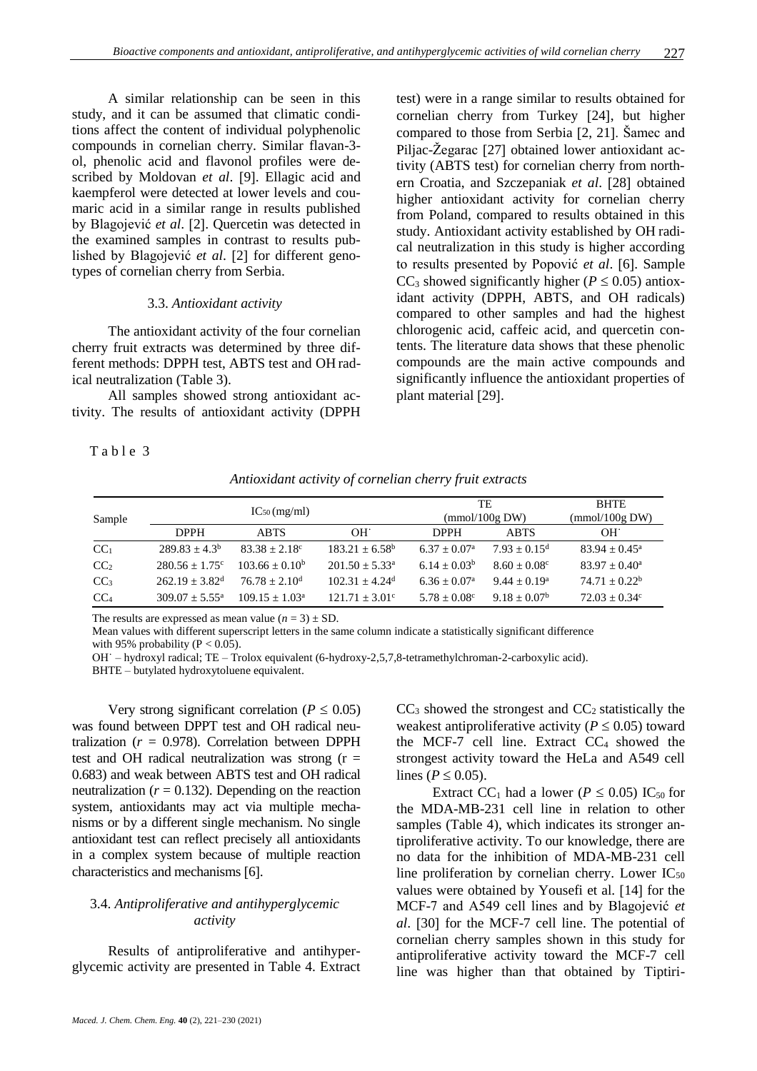A similar relationship can be seen in this study, and it can be assumed that climatic conditions affect the content of individual polyphenolic compounds in cornelian cherry. Similar flavan-3-ol, phenolic acid and flavonol profiles were described by Moldovan *et al*. [9]. Ellagic acid and kaempferol were detected at lower levels and coumaric acid in a similar range in results published by Blagojević *et al*. [2]. Quercetin was detected in the examined samples in contrast to results published by Blagojević *et al*. [2] for different genotypes of cornelian cherry from Serbia.

### 3.3. *Antioxidant activity*

The antioxidant activity of the four cornelian cherry fruit extracts was determined by three different methods: DPPH test, ABTS test and OH radical neutralization (Table 3).

All samples showed strong antioxidant activity. The results of antioxidant activity (DPPH test) were in a range similar to results obtained for cornelian cherry from Turkey [24], but higher compared to those from Serbia [2, 21]. Šamec and Piljac-Žegarac [27] obtained lower antioxidant activity (ABTS test) for cornelian cherry from northern Croatia, and Szczepaniak *et al*. [28] obtained higher antioxidant activity for cornelian cherry from Poland, compared to results obtained in this study. Antioxidant activity established by OH radical neutralization in this study is higher according to results presented by Popović *et al*. [6]. Sample $CC_3$ showed significantly higher ($P \leq 0.05$) antioxidant activity (DPPH, ABTS, and OH radicals) compared to other samples and had the highest chlorogenic acid, caffeic acid, and quercetin contents. The literature data shows that these phenolic compounds are the main active compounds and significantly influence the antioxidant properties of plant material [29].

Table 3

*Antioxidant activity of cornelian cherry fruit extracts*

| Sample | $IC_{50}$ (mg/ml) | | | TE (mmol/100g DW) | | BHTE (mmol/100g DW) |
|---|---|---|---|---|---|---|
| | DPPH | ABTS | $OH^{\cdot}$ | DPPH | ABTS | $OH^{\cdot}$ |
| $CC_1$ | $289.83 \pm 4.3^{b}$ | $83.38 \pm 2.18^{c}$ | $183.21 \pm 6.58^{b}$ | $6.37 \pm 0.07^{a}$ | $7.93 \pm 0.15^{d}$ | $83.94 \pm 0.45^{a}$ |
| $CC_2$ | $280.56 \pm 1.75^{c}$ | $103.66 \pm 0.10^{b}$ | $201.50 \pm 5.33^{a}$ | $6.14 \pm 0.03^{b}$ | $8.60 \pm 0.08^{c}$ | $83.97 \pm 0.40^{a}$ |
| $CC_3$ | $262.19 \pm 3.82^{d}$ | $76.78 \pm 2.10^{d}$ | $102.31 \pm 4.24^{d}$ | $6.36 \pm 0.07^{a}$ | $9.44 \pm 0.19^{a}$ | $74.71 \pm 0.22^{b}$ |
| $CC_4$ | $309.07 \pm 5.55^{a}$ | $109.15 \pm 1.03^{a}$ | $121.71 \pm 3.01^{c}$ | $5.78 \pm 0.08^{c}$ | $9.18 \pm 0.07^{b}$ | $72.03 \pm 0.34^{c}$ |

The results are expressed as mean value ($n = 3$) ± SD.
Mean values with different superscript letters in the same column indicate a statistically significant difference with 95% probability ($P < 0.05$).
$OH^{\cdot}$ – hydroxyl radical; TE – Trolox equivalent (6-hydroxy-2,5,7,8-tetramethylchroman-2-carboxylic acid).
BHTE – butylated hydroxytoluene equivalent.

Very strong significant correlation ($P \leq 0.05$) was found between DPPT test and OH radical neutralization ($r = 0.978$). Correlation between DPPH test and OH radical neutralization was strong ($r = 0.683$) and weak between ABTS test and OH radical neutralization ($r = 0.132$). Depending on the reaction system, antioxidants may act via multiple mechanisms or by a different single mechanism. No single antioxidant test can reflect precisely all antioxidants in a complex system because of multiple reaction characteristics and mechanisms [6].

### 3.4. *Antiproliferative and antihyperglycemic activity*

Results of antiproliferative and antihyperglycemic activity are presented in Table 4. Extract $CC_3$ showed the strongest and $CC_2$ statistically the weakest antiproliferative activity ($P \leq 0.05$) toward the MCF-7 cell line. Extract $CC_4$ showed the strongest activity toward the HeLa and A549 cell lines ($P \leq 0.05$).

Extract $CC_1$ had a lower ($P \leq 0.05$) $IC_{50}$ for the MDA-MB-231 cell line in relation to other samples (Table 4), which indicates its stronger antiproliferative activity. To our knowledge, there are no data for the inhibition of MDA-MB-231 cell line proliferation by cornelian cherry. Lower $IC_{50}$ values were obtained by Yousefi et al. [14] for the MCF-7 and A549 cell lines and by Blagojević *et al*. [30] for the MCF-7 cell line. The potential of cornelian cherry samples shown in this study for antiproliferative activity toward the MCF-7 cell line was higher than that obtained by Tiptiri-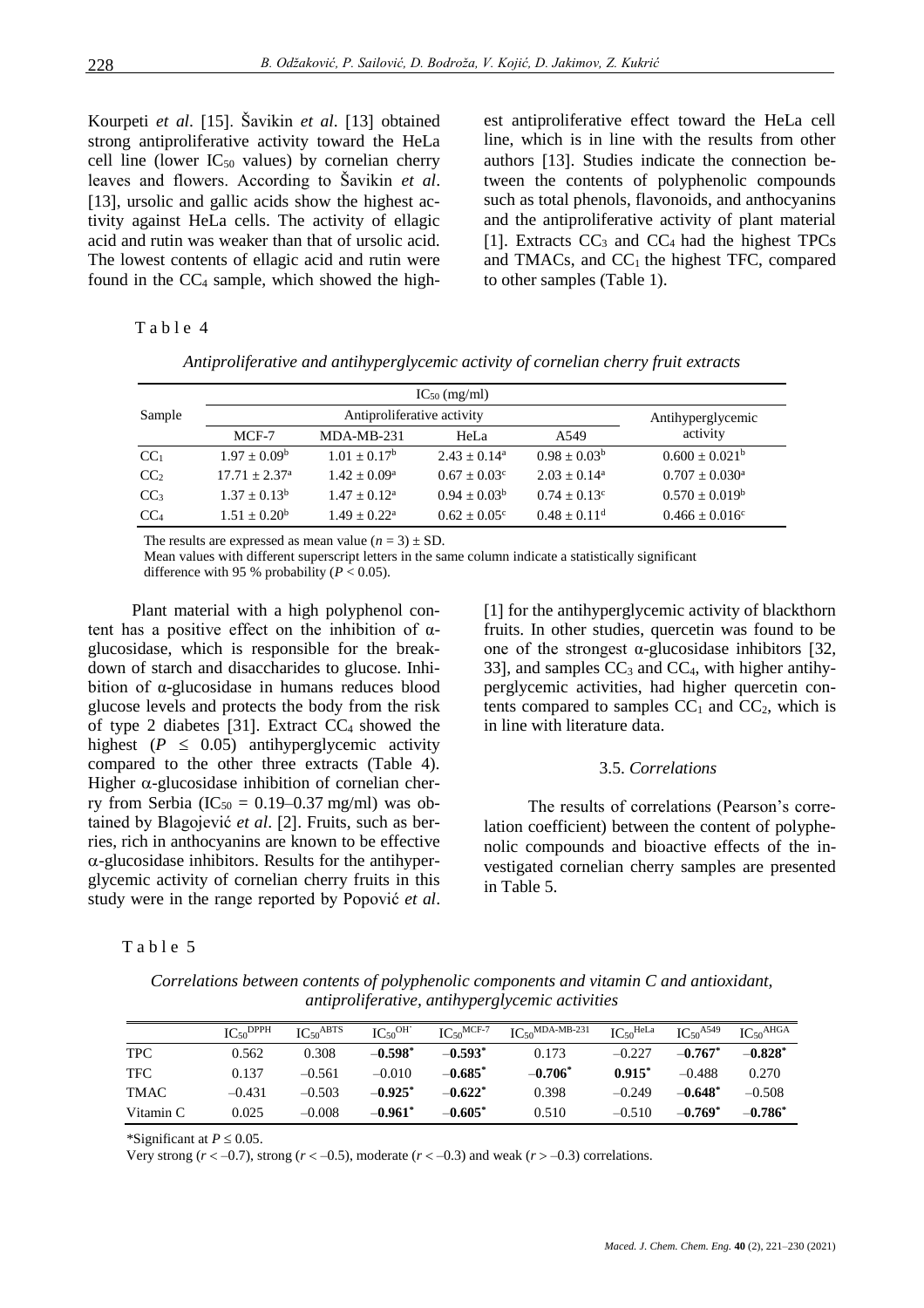Kourpeti *et al*. [15]. Šavikin *et al*. [13] obtained strong antiproliferative activity toward the HeLa cell line (lower $IC_{50}$ values) by cornelian cherry leaves and flowers. According to Šavikin *et al*. [13], ursolic and gallic acids show the highest activity against HeLa cells. The activity of ellagic acid and rutin was weaker than that of ursolic acid. The lowest contents of ellagic acid and rutin were found in the $CC_4$ sample, which showed the highest antiproliferative effect toward the HeLa cell line, which is in line with the results from other authors [13]. Studies indicate the connection between the contents of polyphenolic compounds such as total phenols, flavonoids, and anthocyanins and the antiproliferative activity of plant material [1]. Extracts $CC_3$ and $CC_4$ had the highest TPCs and TMACs, and $CC_1$ the highest TFC, compared to other samples (Table 1).

Table 4

*Antiproliferative and antihyperglycemic activity of cornelian cherry fruit extracts*

| Sample | $IC_{50}$ (mg/ml) | | | | |
|---|---|---|---|---|---|
| | Antiproliferative activity | | | | Antihyperglycemic activity |
| | MCF-7 | MDA-MB-231 | HeLa | A549 | |
| $CC_1$ | $1.97 \pm 0.09^b$ | $1.01 \pm 0.17^b$ | $2.43 \pm 0.14^a$ | $0.98 \pm 0.03^b$ | $0.600 \pm 0.021^b$ |
| $CC_2$ | $17.71 \pm 2.37^a$ | $1.42 \pm 0.09^a$ | $0.67 \pm 0.03^c$ | $2.03 \pm 0.14^a$ | $0.707 \pm 0.030^a$ |
| $CC_3$ | $1.37 \pm 0.13^b$ | $1.47 \pm 0.12^a$ | $0.94 \pm 0.03^b$ | $0.74 \pm 0.13^c$ | $0.570 \pm 0.019^b$ |
| $CC_4$ | $1.51 \pm 0.20^b$ | $1.49 \pm 0.22^a$ | $0.62 \pm 0.05^c$ | $0.48 \pm 0.11^d$ | $0.466 \pm 0.016^c$ |

The results are expressed as mean value ($n = 3$) ± SD.
Mean values with different superscript letters in the same column indicate a statistically significant difference with 95 % probability ($P < 0.05$).

Plant material with a high polyphenol content has a positive effect on the inhibition of α-glucosidase, which is responsible for the breakdown of starch and disaccharides to glucose. Inhibition of α-glucosidase in humans reduces blood glucose levels and protects the body from the risk of type 2 diabetes [31]. Extract $CC_4$ showed the highest ($P \leq 0.05$) antihyperglycemic activity compared to the other three extracts (Table 4). Higher α-glucosidase inhibition of cornelian cherry from Serbia ($IC_{50}$ = 0.19–0.37 mg/ml) was obtained by Blagojević *et al*. [2]. Fruits, such as berries, rich in anthocyanins are known to be effective α-glucosidase inhibitors. Results for the antihyperglycemic activity of cornelian cherry fruits in this study were in the range reported by Popović *et al*. [1] for the antihyperglycemic activity of blackthorn fruits. In other studies, quercetin was found to be one of the strongest α-glucosidase inhibitors [32, 33], and samples $CC_3$ and $CC_4$, with higher antihyperglycemic activities, had higher quercetin contents compared to samples $CC_1$ and $CC_2$, which is in line with literature data.

### 3.5. *Correlations*

The results of correlations (Pearson's correlation coefficient) between the content of polyphenolic compounds and bioactive effects of the investigated cornelian cherry samples are presented in Table 5.

Table 5

*Correlations between contents of polyphenolic components and vitamin C and antioxidant, antiproliferative, antihyperglycemic activities*

| | $IC_{50}^{DPPH}$ | $IC_{50}^{ABTS}$ | $IC_{50}^{OH^\cdot}$ | $IC_{50}^{MCF-7}$ | $IC_{50}^{MDA-MB-231}$ | $IC_{50}^{HeLa}$ | $IC_{50}^{A549}$ | $IC_{50}^{AHGA}$ |
|---|---|---|---|---|---|---|---|---|
| TPC | 0.562 | 0.308 | **–0.598*** | **–0.593*** | 0.173 | –0.227 | **–0.767*** | **–0.828*** |
| TFC | 0.137 | –0.561 | –0.010 | **–0.685*** | **–0.706*** | **0.915*** | –0.488 | 0.270 |
| TMAC | –0.431 | –0.503 | **–0.925*** | **–0.622*** | 0.398 | –0.249 | **–0.648*** | –0.508 |
| Vitamin C | 0.025 | –0.008 | **–0.961*** | **–0.605*** | 0.510 | –0.510 | **–0.769*** | **–0.786*** |

*Significant at $P \leq 0.05$.
Very strong ($r < –0.7$), strong ($r < –0.5$), moderate ($r < –0.3$) and weak ($r > –0.3$) correlations.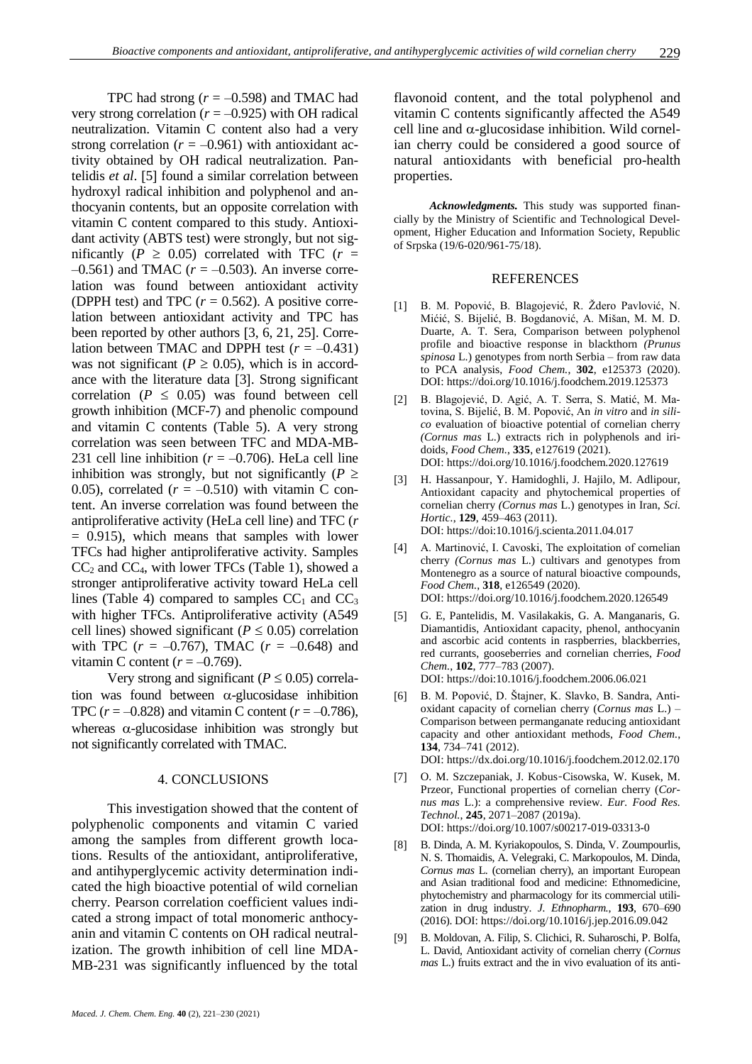TPC had strong ($r$ = –0.598) and TMAC had very strong correlation ($r$ = –0.925) with OH radical neutralization. Vitamin C content also had a very strong correlation ($r$ = –0.961) with antioxidant activity obtained by OH radical neutralization. Pantelidis *et al*. [5] found a similar correlation between hydroxyl radical inhibition and polyphenol and anthocyanin contents, but an opposite correlation with vitamin C content compared to this study. Antioxidant activity (ABTS test) were strongly, but not significantly ($P \geq 0.05$) correlated with TFC ($r$ = –0.561) and TMAC ($r$ = –0.503). An inverse correlation was found between antioxidant activity (DPPH test) and TPC ($r$ = 0.562). A positive correlation between antioxidant activity and TPC has been reported by other authors [3, 6, 21, 25]. Correlation between TMAC and DPPH test ($r$ = –0.431) was not significant ($P \geq 0.05$), which is in accordance with the literature data [3]. Strong significant correlation ($P \leq 0.05$) was found between cell growth inhibition (MCF-7) and phenolic compound and vitamin C contents (Table 5). A very strong correlation was seen between TFC and MDA-MB-231 cell line inhibition ($r$ = –0.706). HeLa cell line inhibition was strongly, but not significantly ($P \geq$ 0.05), correlated ($r$ = –0.510) with vitamin C content. An inverse correlation was found between the antiproliferative activity (HeLa cell line) and TFC ($r$ = 0.915), which means that samples with lower TFCs had higher antiproliferative activity. Samples $CC_2$ and $CC_4$, with lower TFCs (Table 1), showed a stronger antiproliferative activity toward HeLa cell lines (Table 4) compared to samples $CC_1$ and $CC_3$ with higher TFCs. Antiproliferative activity (A549 cell lines) showed significant ($P \leq 0.05$) correlation with TPC ($r$ = –0.767), TMAC ($r$ = –0.648) and vitamin C content ($r$ = –0.769).

Very strong and significant ($P \leq 0.05$) correlation was found between α-glucosidase inhibition TPC ($r$ = –0.828) and vitamin C content ($r$ = –0.786), whereas α-glucosidase inhibition was strongly but not significantly correlated with TMAC.

## 4. CONCLUSIONS

This investigation showed that the content of polyphenolic components and vitamin C varied among the samples from different growth locations. Results of the antioxidant, antiproliferative, and antihyperglycemic activity determination indicated the high bioactive potential of wild cornelian cherry. Pearson correlation coefficient values indicated a strong impact of total monomeric anthocyanin and vitamin C contents on OH radical neutralization. The growth inhibition of cell line MDA-MB-231 was significantly influenced by the total flavonoid content, and the total polyphenol and vitamin C contents significantly affected the A549 cell line and α-glucosidase inhibition. Wild cornelian cherry could be considered a good source of natural antioxidants with beneficial pro-health properties.

***Acknowledgments.*** This study was supported financially by the Ministry of Scientific and Technological Development, Higher Education and Information Society, Republic of Srpska (19/6-020/961-75/18).

## REFERENCES

[1] B. M. Popović, B. Blagojević, R. Ždero Pavlović, N. Mićić, S. Bijelić, B. Bogdanović, A. Mišan, M. M. D. Duarte, A. T. Sera, Comparison between polyphenol profile and bioactive response in blackthorn *(Prunus spinosa* L.) genotypes from north Serbia – from raw data to PCA analysis, *Food Chem.*, **302**, e125373 (2020). DOI: https://doi.org/10.1016/j.foodchem.2019.125373

[2] B. Blagojević, D. Agić, A. T. Serra, S. Matić, M. Matovina, S. Bijelić, B. M. Popović, An *in vitro* and *in silico* evaluation of bioactive potential of cornelian cherry *(Cornus mas* L.) extracts rich in polyphenols and iridoids, *Food Chem.*, **335**, e127619 (2021). DOI: https://doi.org/10.1016/j.foodchem.2020.127619

[3] H. Hassanpour, Y. Hamidoghli, J. Hajilo, M. Adlipour, Antioxidant capacity and phytochemical properties of cornelian cherry *(Cornus mas* L.) genotypes in Iran, *Sci. Hortic.*, **129**, 459–463 (2011). DOI: https://doi:10.1016/j.scienta.2011.04.017

[4] A. Martinović, I. Cavoski, The exploitation of cornelian cherry *(Cornus mas* L.) cultivars and genotypes from Montenegro as a source of natural bioactive compounds, *Food Chem.*, **318**, e126549 (2020). DOI: https://doi.org/10.1016/j.foodchem.2020.126549

[5] G. E, Pantelidis, M. Vasilakakis, G. A. Manganaris, G. Diamantidis, Antioxidant capacity, phenol, anthocyanin and ascorbic acid contents in raspberries, blackberries, red currants, gooseberries and cornelian cherries, *Food Chem.*, **102**, 777–783 (2007). DOI: https://doi:10.1016/j.foodchem.2006.06.021

[6] B. M. Popović, D. Štajner, K. Slavko, B. Sandra, Antioxidant capacity of cornelian cherry (*Cornus mas* L.) – Comparison between permanganate reducing antioxidant capacity and other antioxidant methods, *Food Chem.*, **134**, 734–741 (2012). DOI: https://dx.doi.org/10.1016/j.foodchem.2012.02.170

[7] O. M. Szczepaniak, J. Kobus‐Cisowska, W. Kusek, M. Przeor, Functional properties of cornelian cherry (*Cornus mas* L.): a comprehensive review. *Eur. Food Res. Technol.*, **245**, 2071–2087 (2019a). DOI: https://doi.org/10.1007/s00217-019-03313-0

[8] B. Dinda, A. M. Kyriakopoulos, S. Dinda, V. Zoumpourlis, N. S. Thomaidis, A. Velegraki, C. Markopoulos, M. Dinda, *Cornus mas* L. (cornelian cherry), an important European and Asian traditional food and medicine: Ethnomedicine, phytochemistry and pharmacology for its commercial utilization in drug industry. *J. Ethnopharm.*, **193**, 670–690 (2016). DOI: https://doi.org/10.1016/j.jep.2016.09.042

[9] B. Moldovan, A. Filip, S. Clichici, R. Suharoschi, P. Bolfa, L. David, Antioxidant activity of cornelian cherry (*Cornus mas* L.) fruits extract and the in vivo evaluation of its anti-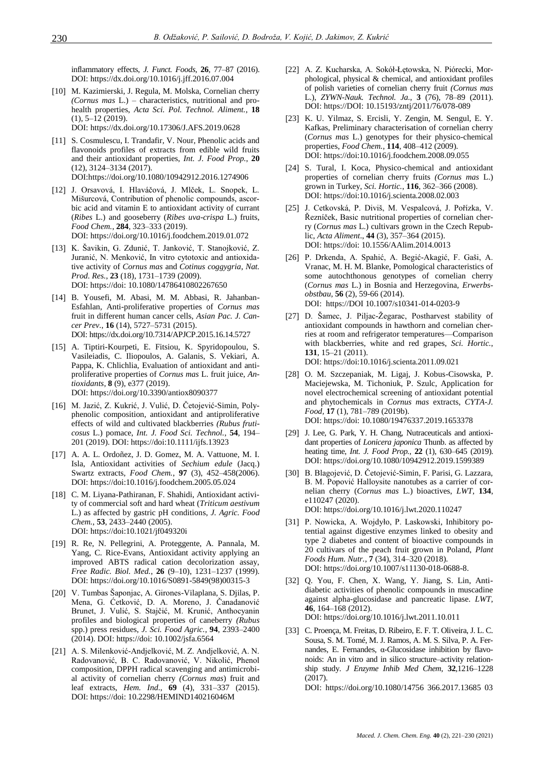inflammatory effects, *J. Funct. Foods*, **26**, 77–87 (2016). DOI: https://dx.doi.org/10.1016/j.jff.2016.07.004

[10] M. Kazimierski, J. Regula, M. Molska, Cornelian cherry *(Cornus mas* L.) – characteristics, nutritional and pro-health properties, *Acta Sci. Pol. Technol. Aliment.*, **18** (1), 5–12 (2019). DOI: https://dx.doi.org/10.17306/J.AFS.2019.0628

[11] S. Cosmulescu, I. Trandafir, V. Nour, Phenolic acids and flavonoids profiles of extracts from edible wild fruits and their antioxidant properties, *Int. J. Food Prop.*, **20** (12), 3124–3134 (2017). DOI:https://doi.org/10.1080/10942912.2016.1274906

[12] J. Orsavová, I. Hlaváčová, J. Mlček, L. Snopek, L. Mišurcová, Contribution of phenolic compounds, ascorbic acid and vitamin E to antioxidant activity of currant (*Ribes* L.) and gooseberry (*Ribes uva-crispa* L.) fruits, *Food Chem.*, **284**, 323–333 (2019). DOI: https://doi.org/10.1016/j.foodchem.2019.01.072

[13] K. Šavikin, G. Zdunić, T. Janković, T. Stanojković, Z. Juranić, N. Menković, In vitro cytotoxic and antioxidative activity of *Cornus mas* and *Cotinus coggygria*, *Nat. Prod. Res.*, **23** (18), 1731–1739 (2009). DOI: https://doi: 10.1080/14786410802267650

[14] B. Yousefi, M. Abasi, M. M. Abbasi, R. Jahanban-Esfahlan, Anti-proliferative properties of *Cornus mas* fruit in different human cancer cells, *Asian Pac. J. Cancer Prev.*, **16** (14), 5727–5731 (2015). DOI: https://dx.doi.org/10.7314/APJCP.2015.16.14.5727

[15] A. Tiptiri-Kourpeti, E. Fitsiou, K. Spyridopoulou, S. Vasileiadis, C. Iliopoulos, A. Galanis, S. Vekiari, A. Pappa, K. Chlichlia, Evaluation of antioxidant and antiproliferative properties of *Cornus mas* L. fruit juice, *Antioxidants*, **8** (9), e377 (2019). DOI: https://doi.org/10.3390/antiox8090377

[16] M. Jazić, Z. Kukrić, J. Vulić, D. Četojević-Simin, Polyphenolic composition, antioxidant and antiproliferative effects of wild and cultivated blackberries *(Rubus fruticosus* L.) pomace, *Int. J. Food Sci. Technol.*, **54**, 194–201 (2019). DOI: https://doi:10.1111/ijfs.13923

[17] A. A. L. Ordoñez, J. D. Gomez, M. A. Vattuone, M. I. Isla, Antioxidant activities of *Sechium edule* (Jacq.) Swartz extracts, *Food Chem.*, **97** (3), 452–458(2006). DOI: https://doi:10.1016/j.foodchem.2005.05.024

[18] C. M. Liyana-Pathiranan, F. Shahidi, Antioxidant activity of commercial soft and hard wheat (*Triticum aestivum* L.) as affected by gastric pH conditions, *J. Agric. Food Chem.*, **53**, 2433–2440 (2005). DOI: https://doi:10.1021/jf049320i

[19] R. Re, N. Pellegrini, A. Proteggente, A. Pannala, M. Yang, C. Rice-Evans, Antioxidant activity applying an improved ABTS radical cation decolorization assay, *Free Radic. Biol. Med.*, **26** (9–10), 1231–1237 (1999). DOI: https://doi.org/10.1016/S0891-5849(98)00315-3

[20] V. Tumbas Šaponjac, A. Girones-Vilaplana, S. Djilas, P. Mena, G. Ćetković, D. A. Moreno, J. Čanadanović Brunet, J. Vulić, S. Stajčić, M. Krunić, Anthocyanin profiles and biological properties of caneberry *(Rubus* spp.) press residues, *J. Sci. Food Agric.*, **94**, 2393–2400 (2014). DOI: https://doi: 10.1002/jsfa.6564

[21] A. S. Milenković-Andjelković, M. Z. Andjelković, A. N. Radovanović, B. C. Radovanović, V. Nikolić, Phenol composition, DPPH radical scavenging and antimicrobial activity of cornelian cherry *(Cornus mas)* fruit and leaf extracts, *Hem. Ind.*, **69** (4), 331–337 (2015). DOI: https://doi: 10.2298/HEMIND140216046M

[22] A. Z. Kucharska, A. Sokół-Łętowska, N. Piórecki, Morphological, physical & chemical, and antioxidant profiles of polish varieties of cornelian cherry fruit *(Cornus mas* L.), *ZYWN-Nauk. Technol. Ja.*, **3** (76), 78–89 (2011). DOI: https://DOI: 10.15193/zntj/2011/76/078-089

[23] K. U. Yilmaz, S. Ercisli, Y. Zengin, M. Sengul, E. Y. Kafkas, Preliminary characterisation of cornelian cherry (*Cornus mas* L.) genotypes for their physico-chemical properties, *Food Chem.*, **114**, 408–412 (2009). DOI: https://doi:10.1016/j.foodchem.2008.09.055

[24] S. Tural, I. Koca, Physico-chemical and antioxidant properties of cornelian cherry fruits *(Cornus mas* L.) grown in Turkey, *Sci. Hortic.*, **116**, 362–366 (2008). DOI: https://doi:10.1016/j.scienta.2008.02.003

[25] J. Cetkovská, P. Diviš, M. Vespalcová, J. Pořízka, V. Řezníček, Basic nutritional properties of cornelian cherry (*Cornus mas* L.) cultivars grown in the Czech Republic, *Acta Aliment*., **44** (3), 357–364 (2015). DOI: https://doi: 10.1556/AAlim.2014.0013

[26] P. Drkenda, A. Spahić, A. Begić-Akagić, F. Gaši, A. Vranac, M. H. M. Blanke, Pomological characteristics of some autochthonous genotypes of cornelian cherry (*Cornus mas* L.) in Bosnia and Herzegovina, *Erwerbs-obstbau*, **56** (2), 59-66 (2014). DOI: https://DOI 10.1007/s10341-014-0203-9

[27] D. Šamec, J. Piljac-Žegarac, Postharvest stability of antioxidant compounds in hawthorn and cornelian cherries at room and refrigerator temperatures—Comparison with blackberries, white and red grapes, *Sci. Hortic.*, **131**, 15–21 (2011). DOI: https://doi:10.1016/j.scienta.2011.09.021

[28] O. M. Szczepaniak, M. Ligaj, J. Kobus-Cisowska, P. Maciejewska, M. Tichoniuk, P. Szulc, Application for novel electrochemical screening of antioxidant potential and phytochemicals in *Cornus mas* extracts, *CYTA-J. Food*, **17** (1), 781–789 (2019b). DOI: https://doi: 10.1080/19476337.2019.1653378

[29] J. Lee, G. Park, Y. H. Chang, Nutraceuticals and antioxidant properties of *Lonicera japonica* Thunb. as affected by heating time, *Int. J. Food Prop.*, **22** (1), 630–645 (2019). DOI: https://doi.org/10.1080/10942912.2019.1599389

[30] B. Blagojević, D. Četojević-Simin, F. Parisi, G. Lazzara, B. M. Popović Halloysite nanotubes as a carrier of cornelian cherry (*Cornus mas* L.) bioactives, *LWT*, **134**, e110247 (2020). DOI: https://doi.org/10.1016/j.lwt.2020.110247

[31] P. Nowicka, A. Wojdyło, P. Laskowski, Inhibitory potential against digestive enzymes linked to obesity and type 2 diabetes and content of bioactive compounds in 20 cultivars of the peach fruit grown in Poland, *Plant Foods Hum. Nutr.*, **7** (34), 314–320 (2018). DOI: https://doi.org/10.1007/s11130-018-0688-8.

[32] Q. You, F. Chen, X. Wang, Y. Jiang, S. Lin, Antidiabetic activities of phenolic compounds in muscadine against alpha-glucosidase and pancreatic lipase. *LWT*, **46**, 164–168 (2012). DOI: https://doi:10.1016/j.lwt.2011.10.011

[33] C. Proença, M. Freitas, D. Ribeiro, E. F. T. Oliveira, J. L. C. Sousa, S. M. Tomé, M. J. Ramos, A. M. S. Silva, P. A. Fernandes, E. Fernandes, α-Glucosidase inhibition by flavonoids: An in vitro and in silico structure–activity relationship study. *J Enzyme Inhib Med Chem*, **32**,1216–1228 (2017). DOI: https://doi.org/10.1080/14756 366.2017.13685 03